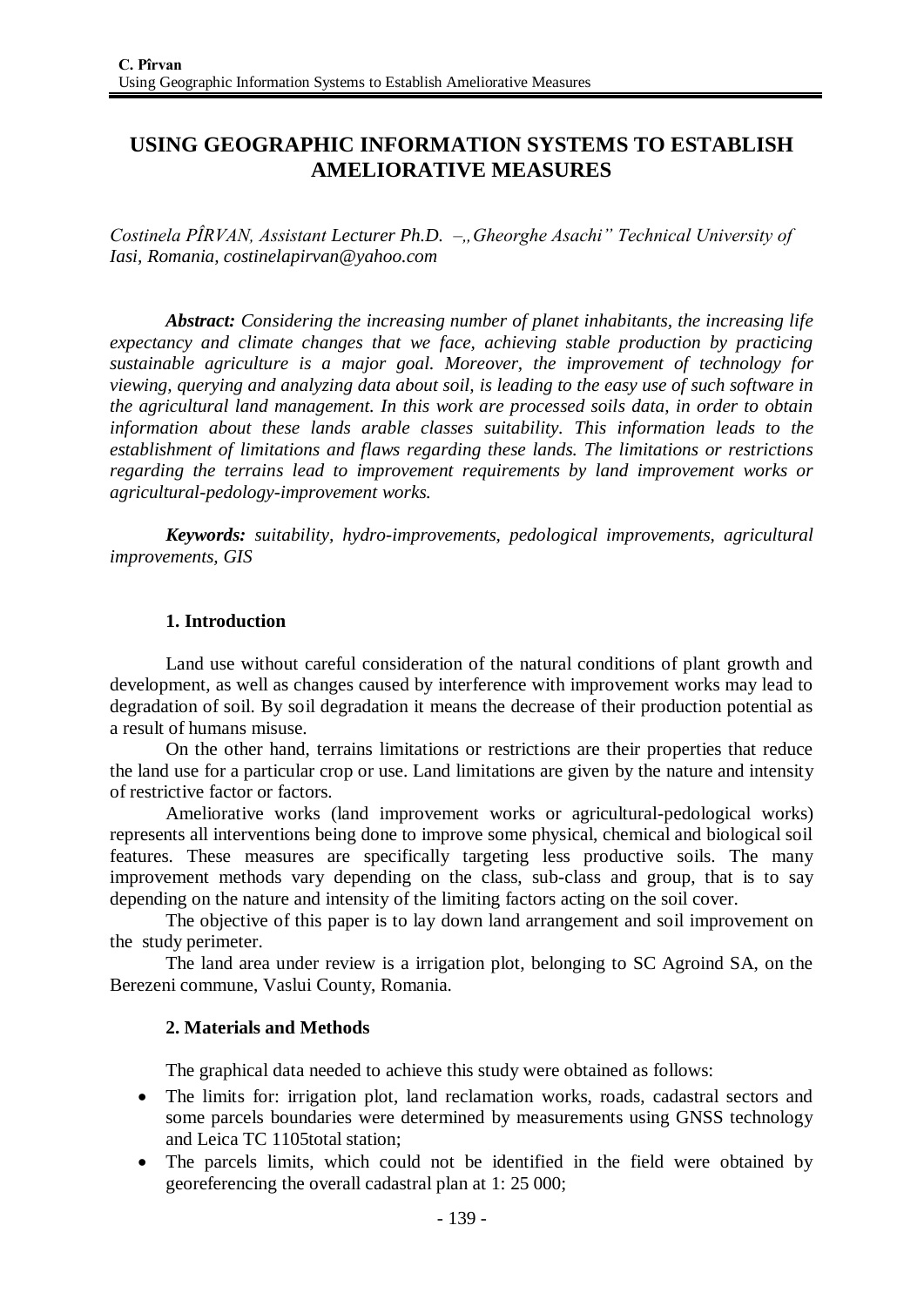# USING GEOGRAPHIC INFORMATION SYSTEMS TO ESTABLISH AMELIORATIVE MEASURES

*Costinela PÎRVAN, Assistant Lecturer Ph.D. –„Gheorghe Asachi" Technical University of Iasi, Romania, costinelapirvan@yahoo.com*

***Abstract:*** *Considering the increasing number of planet inhabitants, the increasing life expectancy and climate changes that we face, achieving stable production by practicing sustainable agriculture is a major goal. Moreover, the improvement of technology for viewing, querying and analyzing data about soil, is leading to the easy use of such software in the agricultural land management. In this work are processed soils data, in order to obtain information about these lands arable classes suitability. This information leads to the establishment of limitations and flaws regarding these lands. The limitations or restrictions regarding the terrains lead to improvement requirements by land improvement works or agricultural-pedology-improvement works.*

***Keywords:*** *suitability, hydro-improvements, pedological improvements, agricultural improvements, GIS*

## 1. Introduction

Land use without careful consideration of the natural conditions of plant growth and development, as well as changes caused by interference with improvement works may lead to degradation of soil. By soil degradation it means the decrease of their production potential as a result of humans misuse.

On the other hand, terrains limitations or restrictions are their properties that reduce the land use for a particular crop or use. Land limitations are given by the nature and intensity of restrictive factor or factors.

Ameliorative works (land improvement works or agricultural-pedological works) represents all interventions being done to improve some physical, chemical and biological soil features. These measures are specifically targeting less productive soils. The many improvement methods vary depending on the class, sub-class and group, that is to say depending on the nature and intensity of the limiting factors acting on the soil cover.

The objective of this paper is to lay down land arrangement and soil improvement on the study perimeter.

The land area under review is a irrigation plot, belonging to SC Agroind SA, on the Berezeni commune, Vaslui County, Romania.

## 2. Materials and Methods

The graphical data needed to achieve this study were obtained as follows:

- The limits for: irrigation plot, land reclamation works, roads, cadastral sectors and some parcels boundaries were determined by measurements using GNSS technology and Leica TC 1105total station;
- The parcels limits, which could not be identified in the field were obtained by georeferencing the overall cadastral plan at 1: 25 000;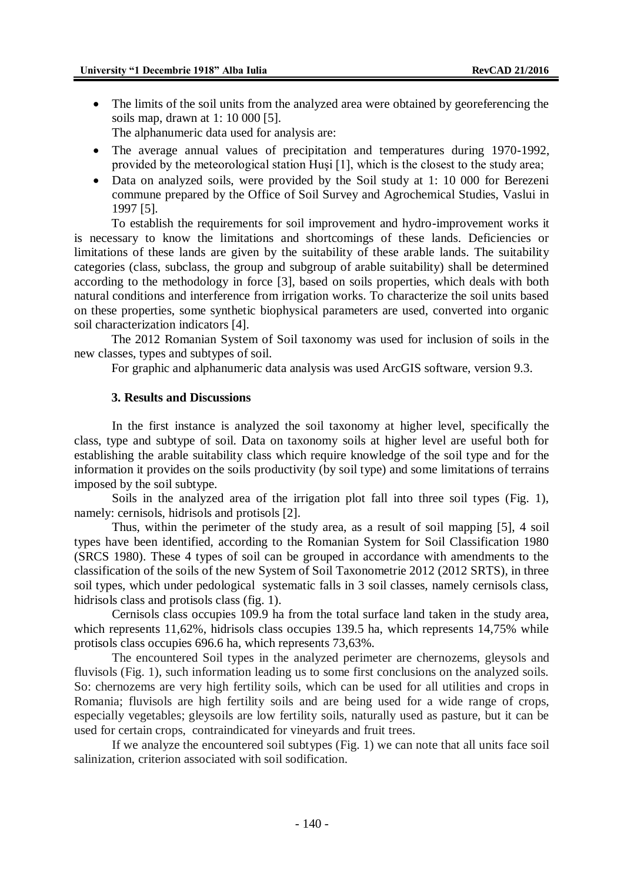- The limits of the soil units from the analyzed area were obtained by georeferencing the soils map, drawn at 1: 10 000 [5].

The alphanumeric data used for analysis are:

- The average annual values of precipitation and temperatures during 1970-1992, provided by the meteorological station Huşi [1], which is the closest to the study area;
- Data on analyzed soils, were provided by the Soil study at 1: 10 000 for Berezeni commune prepared by the Office of Soil Survey and Agrochemical Studies, Vaslui in 1997 [5].

To establish the requirements for soil improvement and hydro-improvement works it is necessary to know the limitations and shortcomings of these lands. Deficiencies or limitations of these lands are given by the suitability of these arable lands. The suitability categories (class, subclass, the group and subgroup of arable suitability) shall be determined according to the methodology in force [3], based on soils properties, which deals with both natural conditions and interference from irrigation works. To characterize the soil units based on these properties, some synthetic biophysical parameters are used, converted into organic soil characterization indicators [4].

The 2012 Romanian System of Soil taxonomy was used for inclusion of soils in the new classes, types and subtypes of soil.

For graphic and alphanumeric data analysis was used ArcGIS software, version 9.3.

### 3. Results and Discussions

In the first instance is analyzed the soil taxonomy at higher level, specifically the class, type and subtype of soil. Data on taxonomy soils at higher level are useful both for establishing the arable suitability class which require knowledge of the soil type and for the information it provides on the soils productivity (by soil type) and some limitations of terrains imposed by the soil subtype.

Soils in the analyzed area of the irrigation plot fall into three soil types (Fig. 1), namely: cernisols, hidrisols and protisols [2].

Thus, within the perimeter of the study area, as a result of soil mapping [5], 4 soil types have been identified, according to the Romanian System for Soil Classification 1980 (SRCS 1980). These 4 types of soil can be grouped in accordance with amendments to the classification of the soils of the new System of Soil Taxonometrie 2012 (2012 SRTS), in three soil types, which under pedological systematic falls in 3 soil classes, namely cernisols class, hidrisols class and protisols class (fig. 1).

Cernisols class occupies 109.9 ha from the total surface land taken in the study area, which represents 11,62%, hidrisols class occupies 139.5 ha, which represents 14,75% while protisols class occupies 696.6 ha, which represents 73,63%.

The encountered Soil types in the analyzed perimeter are chernozems, gleysols and fluvisols (Fig. 1), such information leading us to some first conclusions on the analyzed soils. So: chernozems are very high fertility soils, which can be used for all utilities and crops in Romania; fluvisols are high fertility soils and are being used for a wide range of crops, especially vegetables; gleysoils are low fertility soils, naturally used as pasture, but it can be used for certain crops, contraindicated for vineyards and fruit trees.

If we analyze the encountered soil subtypes (Fig. 1) we can note that all units face soil salinization, criterion associated with soil sodification.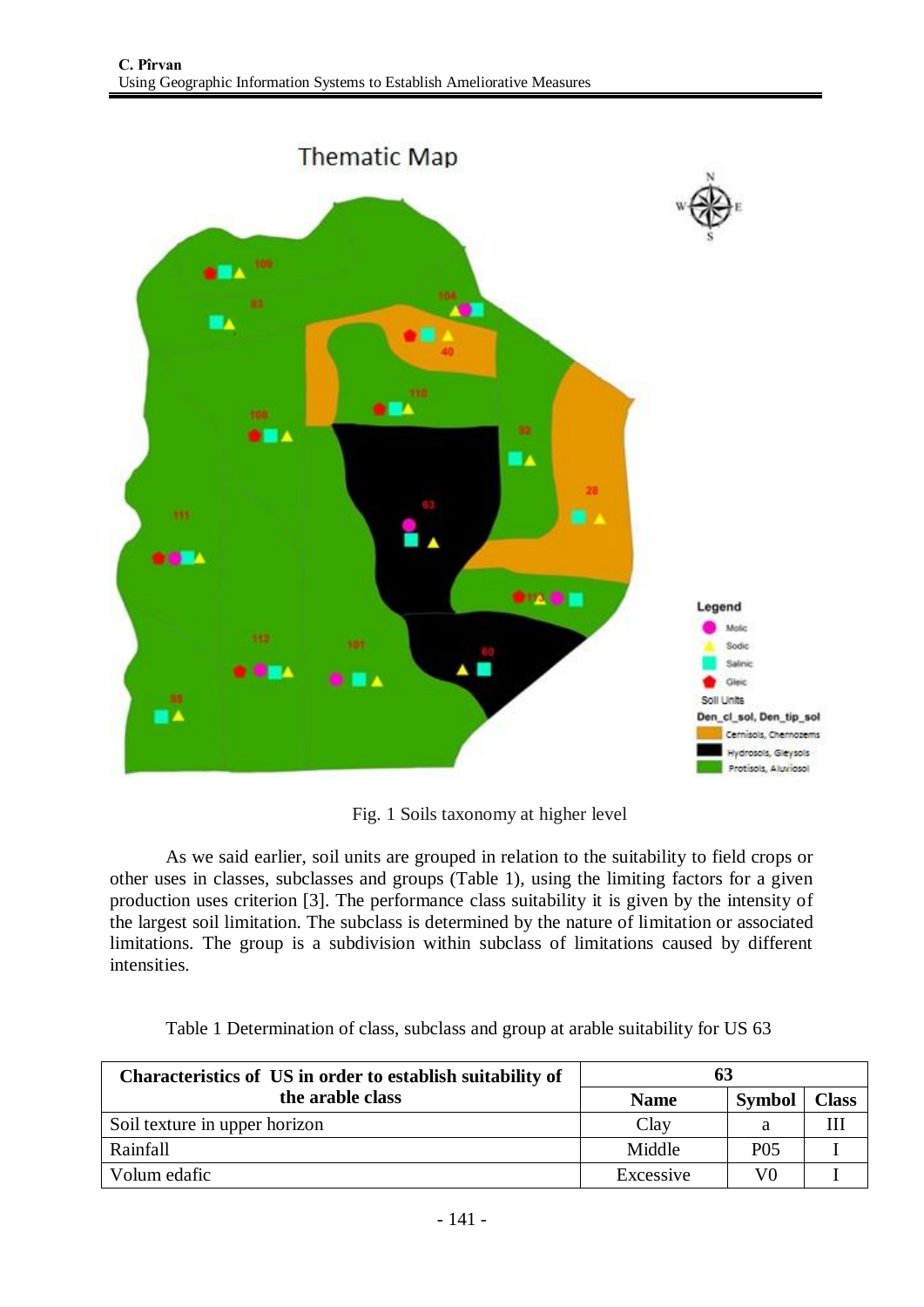Fig. 1 Soils taxonomy at higher level

As we said earlier, soil units are grouped in relation to the suitability to field crops or other uses in classes, subclasses and groups (Table 1), using the limiting factors for a given production uses criterion [3]. The performance class suitability it is given by the intensity of the largest soil limitation. The subclass is determined by the nature of limitation or associated limitations. The group is a subdivision within subclass of limitations caused by different intensities.

Table 1 Determination of class, subclass and group at arable suitability for US 63

| **Characteristics of US in order to establish suitability of the arable class** | **63** | | |
|---|---|---|---|
| | **Name** | **Symbol** | **Class** |
| Soil texture in upper horizon | Clay | a | III |
| Rainfall | Middle | P05 | I |
| Volum edafic | Excessive | V0 | I |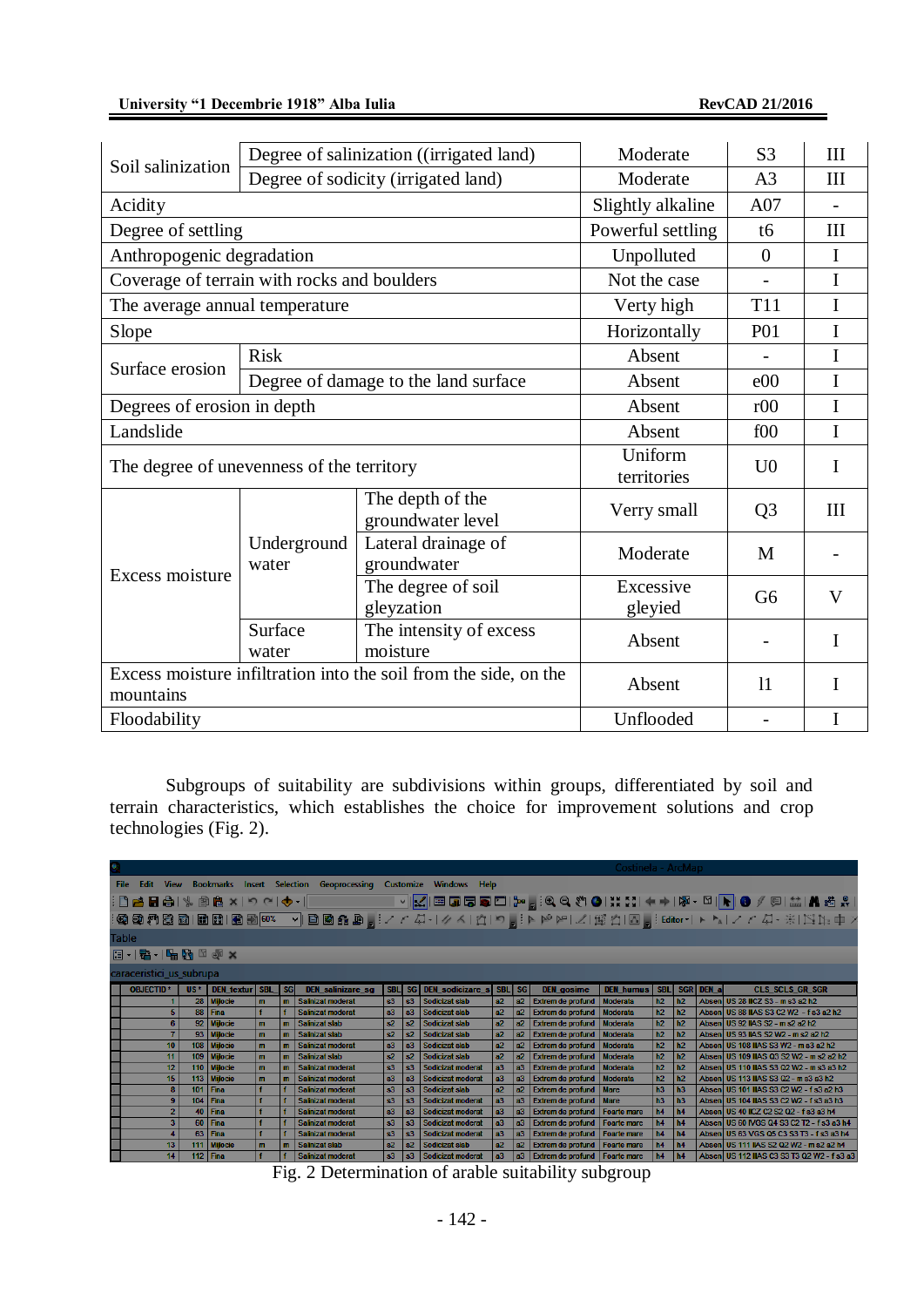| | | | | | |
|---|---|---|---|---|---|
| Soil salinization | Degree of salinization ((irrigated land) | | Moderate | S3 | III |
| | Degree of sodicity (irrigated land) | | Moderate | A3 | III |
| Acidity | | | Slightly alkaline | A07 | - |
| Degree of settling | | | Powerful settling | t6 | III |
| Anthropogenic degradation | | | Unpolluted | 0 | I |
| Coverage of terrain with rocks and boulders | | | Not the case | - | I |
| The average annual temperature | | | Very high | T11 | I |
| Slope | | | Horizontally | P01 | I |
| Surface erosion | Risk | | Absent | - | I |
| | Degree of damage to the land surface | | Absent | e00 | I |
| Degrees of erosion in depth | | | Absent | r00 | I |
| Landslide | | | Absent | f00 | I |
| The degree of unevenness of the territory | | | Uniform territories | U0 | I |
| Excess moisture | Underground water | The depth of the groundwater level | Very small | Q3 | III |
| | | Lateral drainage of groundwater | Moderate | M | - |
| | | The degree of soil gleyzation | Excessive gleyied | G6 | V |
| | Surface water | The intensity of excess moisture | Absent | - | I |
| Excess moisture infiltration into the soil from the side, on the mountains | | | Absent | I1 | I |
| Floodability | | | Unflooded | - | I |

Subgroups of suitability are subdivisions within groups, differentiated by soil and terrain characteristics, which establishes the choice for improvement solutions and crop technologies (Fig. 2).

Fig. 2 Determination of arable suitability subgroup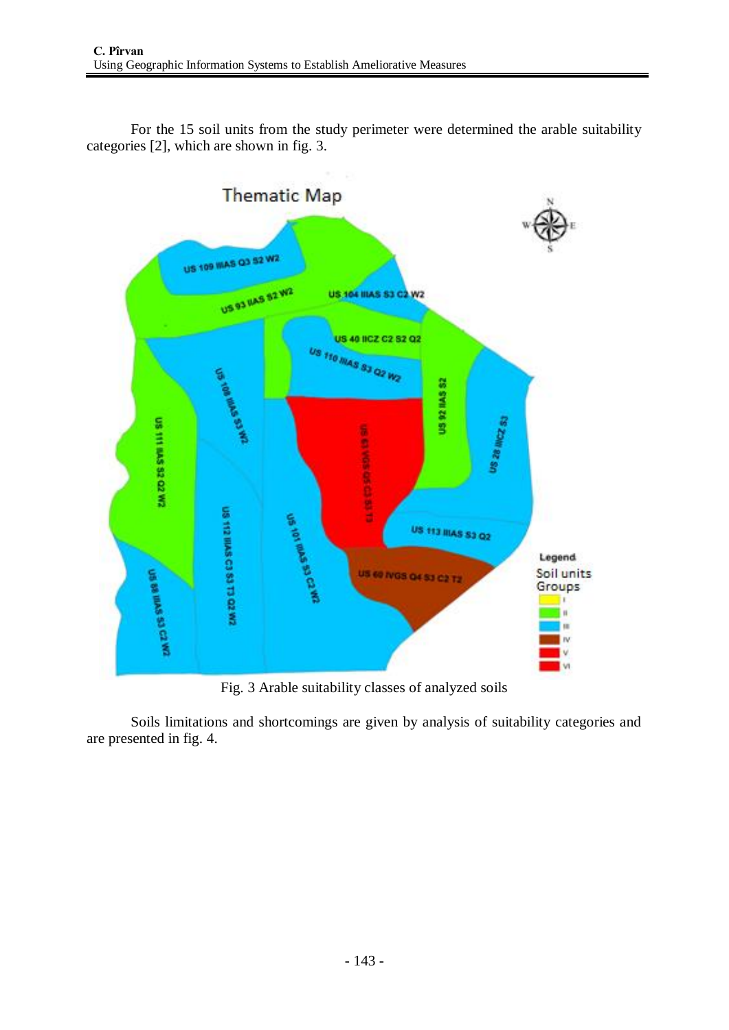For the 15 soil units from the study perimeter were determined the arable suitability categories [2], which are shown in fig. 3.

Fig. 3 Arable suitability classes of analyzed soils

Soils limitations and shortcomings are given by analysis of suitability categories and are presented in fig. 4.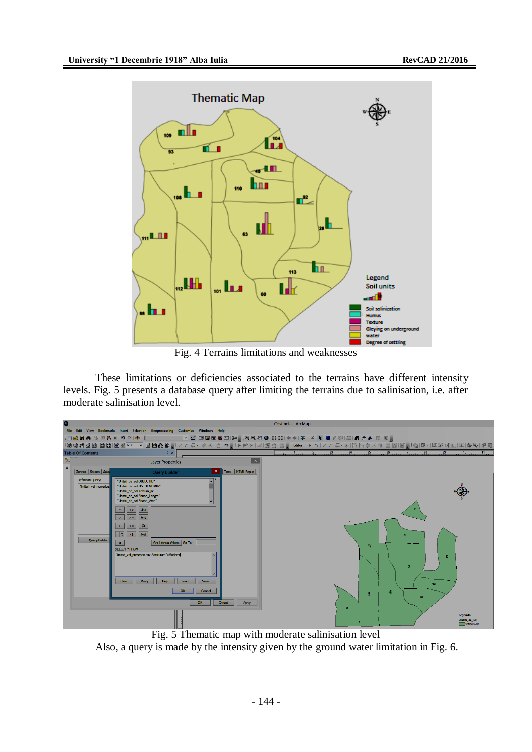Fig. 4 Terrains limitations and weaknesses

These limitations or deficiencies associated to the terrains have different intensity levels. Fig. 5 presents a database query after limiting the terrains due to salinisation, i.e. after moderate salinisation level.

Fig. 5 Thematic map with moderate salinisation level

Also, a query is made by the intensity given by the ground water limitation in Fig. 6.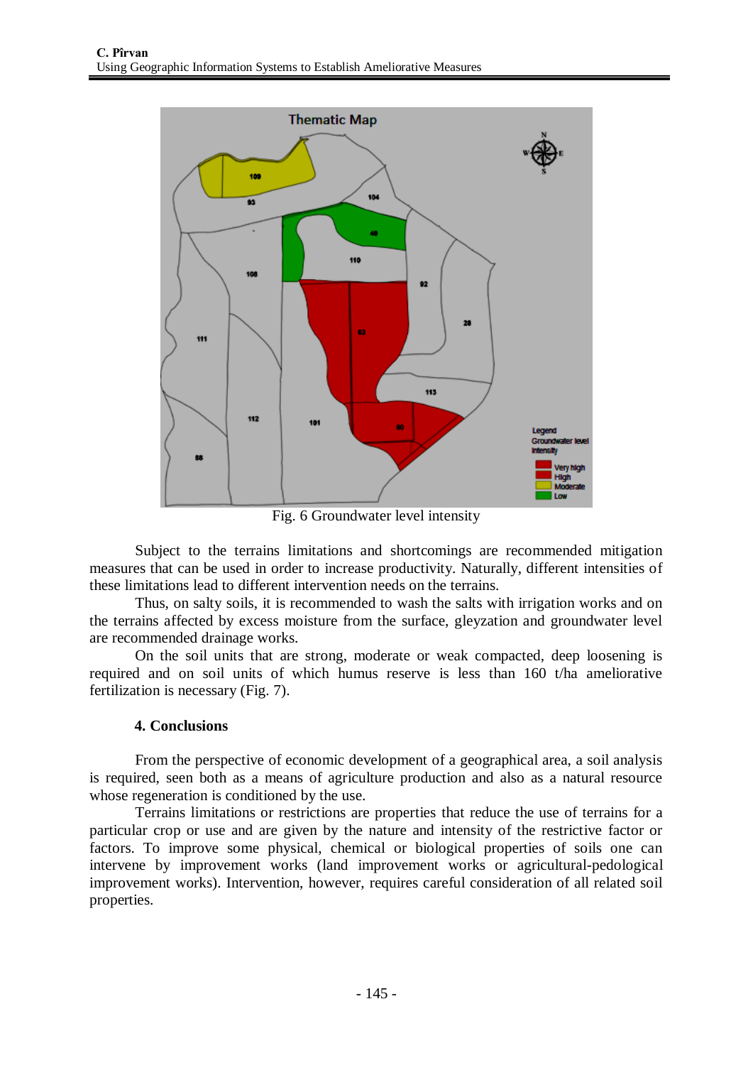Fig. 6 Groundwater level intensity

Subject to the terrains limitations and shortcomings are recommended mitigation measures that can be used in order to increase productivity. Naturally, different intensities of these limitations lead to different intervention needs on the terrains.

Thus, on salty soils, it is recommended to wash the salts with irrigation works and on the terrains affected by excess moisture from the surface, gleyzation and groundwater level are recommended drainage works.

On the soil units that are strong, moderate or weak compacted, deep loosening is required and on soil units of which humus reserve is less than 160 t/ha ameliorative fertilization is necessary (Fig. 7).

## 4. Conclusions

From the perspective of economic development of a geographical area, a soil analysis is required, seen both as a means of agriculture production and also as a natural resource whose regeneration is conditioned by the use.

Terrains limitations or restrictions are properties that reduce the use of terrains for a particular crop or use and are given by the nature and intensity of the restrictive factor or factors. To improve some physical, chemical or biological properties of soils one can intervene by improvement works (land improvement works or agricultural-pedological improvement works). Intervention, however, requires careful consideration of all related soil properties.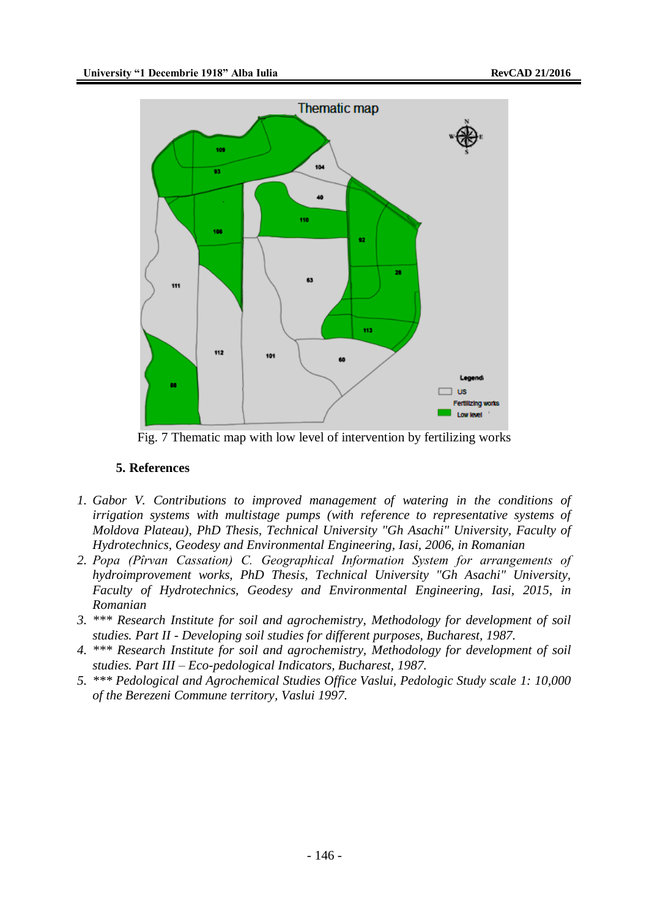Thematic map

109
93
104
40
110
108
92
26
63
111
113
112
101
60
88

Legend
US
Fertilizing works
Low level

Fig. 7 Thematic map with low level of intervention by fertilizing works

### 5. References

1. *Gabor V. Contributions to improved management of watering in the conditions of irrigation systems with multistage pumps (with reference to representative systems of Moldova Plateau), PhD Thesis, Technical University "Gh Asachi" University, Faculty of Hydrotechnics, Geodesy and Environmental Engineering, Iasi, 2006, in Romanian*
2. *Popa (Pîrvan Cassation) C. Geographical Information System for arrangements of hydroimprovement works, PhD Thesis, Technical University "Gh Asachi" University, Faculty of Hydrotechnics, Geodesy and Environmental Engineering, Iasi, 2015, in Romanian*
3. *\*\*\* Research Institute for soil and agrochemistry, Methodology for development of soil studies. Part II - Developing soil studies for different purposes, Bucharest, 1987.*
4. *\*\*\* Research Institute for soil and agrochemistry, Methodology for development of soil studies. Part III – Eco-pedological Indicators, Bucharest, 1987.*
5. *\*\*\* Pedological and Agrochemical Studies Office Vaslui, Pedologic Study scale 1: 10,000 of the Berezeni Commune territory, Vaslui 1997.*